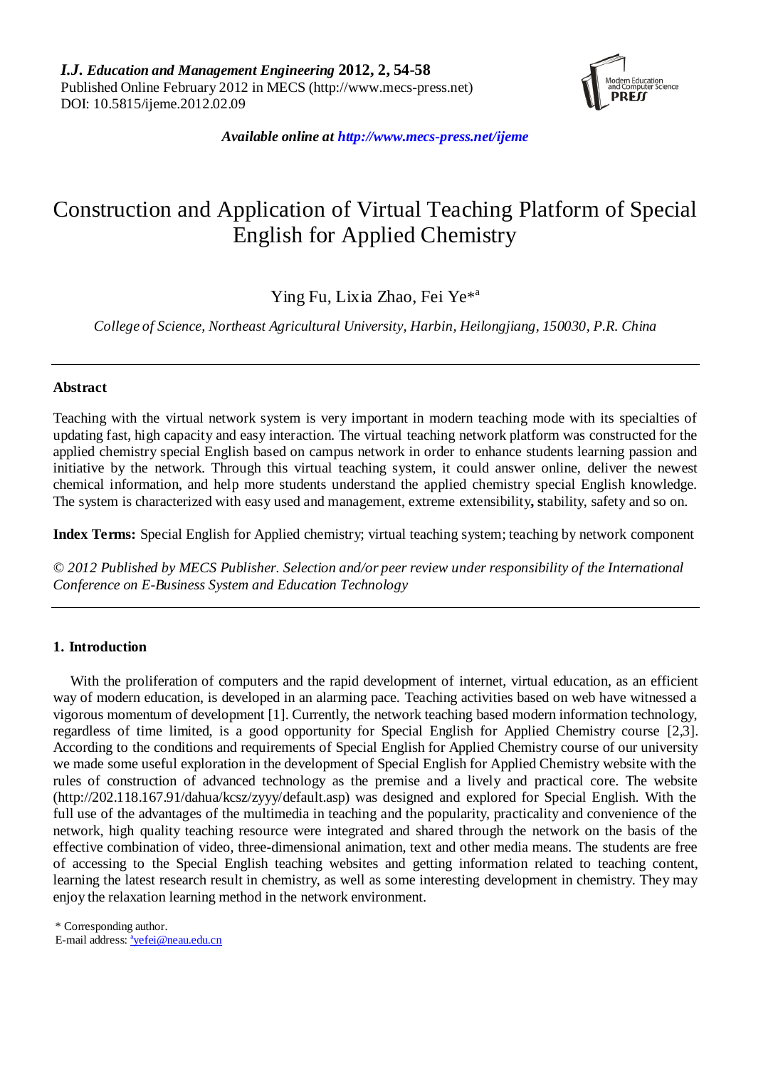*I.J. Education and Management Engineering* **2012, 2, 54-58**
Published Online February 2012 in MECS (http://www.mecs-press.net)
DOI: 10.5815/ijeme.2012.02.09

***Available online at http://www.mecs-press.net/ijeme***

# Construction and Application of Virtual Teaching Platform of Special English for Applied Chemistry

Ying Fu, Lixia Zhao, Fei Ye*[a]

*College of Science, Northeast Agricultural University, Harbin, Heilongjiang, 150030, P.R. China*

---

## Abstract

Teaching with the virtual network system is very important in modern teaching mode with its specialties of updating fast, high capacity and easy interaction. The virtual teaching network platform was constructed for the applied chemistry special English based on campus network in order to enhance students learning passion and initiative by the network. Through this virtual teaching system, it could answer online, deliver the newest chemical information, and help more students understand the applied chemistry special English knowledge. The system is characterized with easy used and management, extreme extensibility**, s**tability, safety and so on.

**Index Terms:** Special English for Applied chemistry; virtual teaching system; teaching by network component

*© 2012 Published by MECS Publisher. Selection and/or peer review under responsibility of the International Conference on E-Business System and Education Technology*

---

## 1. Introduction

With the proliferation of computers and the rapid development of internet, virtual education, as an efficient way of modern education, is developed in an alarming pace. Teaching activities based on web have witnessed a vigorous momentum of development [1]. Currently, the network teaching based modern information technology, regardless of time limited, is a good opportunity for Special English for Applied Chemistry course [2,3]. According to the conditions and requirements of Special English for Applied Chemistry course of our university we made some useful exploration in the development of Special English for Applied Chemistry website with the rules of construction of advanced technology as the premise and a lively and practical core. The website (http://202.118.167.91/dahua/kcsz/zyyy/default.asp) was designed and explored for Special English. With the full use of the advantages of the multimedia in teaching and the popularity, practicality and convenience of the network, high quality teaching resource were integrated and shared through the network on the basis of the effective combination of video, three-dimensional animation, text and other media means. The students are free of accessing to the Special English teaching websites and getting information related to teaching content, learning the latest research result in chemistry, as well as some interesting development in chemistry. They may enjoy the relaxation learning method in the network environment.

\* Corresponding author.
E-mail address: [a]yefei@neau.edu.cn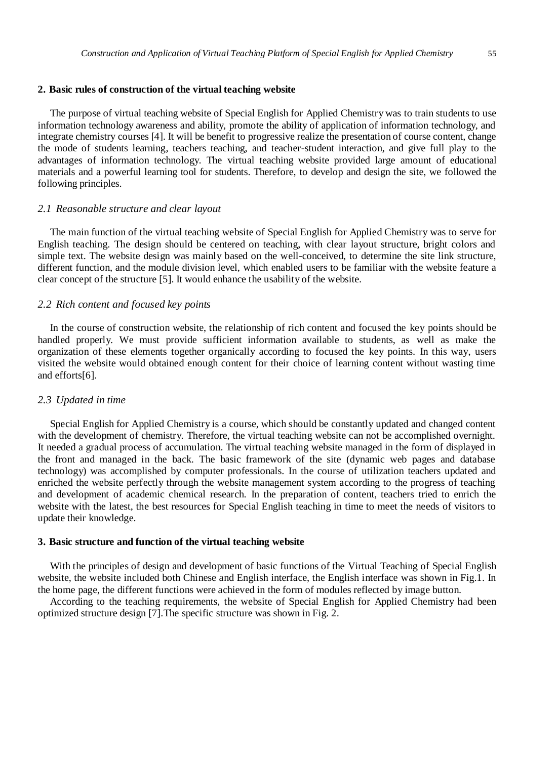## 2. Basic rules of construction of the virtual teaching website

The purpose of virtual teaching website of Special English for Applied Chemistry was to train students to use information technology awareness and ability, promote the ability of application of information technology, and integrate chemistry courses [4]. It will be benefit to progressive realize the presentation of course content, change the mode of students learning, teachers teaching, and teacher-student interaction, and give full play to the advantages of information technology. The virtual teaching website provided large amount of educational materials and a powerful learning tool for students. Therefore, to develop and design the site, we followed the following principles.

### *2.1 Reasonable structure and clear layout*

The main function of the virtual teaching website of Special English for Applied Chemistry was to serve for English teaching. The design should be centered on teaching, with clear layout structure, bright colors and simple text. The website design was mainly based on the well-conceived, to determine the site link structure, different function, and the module division level, which enabled users to be familiar with the website feature a clear concept of the structure [5]. It would enhance the usability of the website.

### *2.2 Rich content and focused key points*

In the course of construction website, the relationship of rich content and focused the key points should be handled properly. We must provide sufficient information available to students, as well as make the organization of these elements together organically according to focused the key points. In this way, users visited the website would obtained enough content for their choice of learning content without wasting time and efforts[6].

### *2.3 Updated in time*

Special English for Applied Chemistry is a course, which should be constantly updated and changed content with the development of chemistry. Therefore, the virtual teaching website can not be accomplished overnight. It needed a gradual process of accumulation. The virtual teaching website managed in the form of displayed in the front and managed in the back. The basic framework of the site (dynamic web pages and database technology) was accomplished by computer professionals. In the course of utilization teachers updated and enriched the website perfectly through the website management system according to the progress of teaching and development of academic chemical research. In the preparation of content, teachers tried to enrich the website with the latest, the best resources for Special English teaching in time to meet the needs of visitors to update their knowledge.

## 3. Basic structure and function of the virtual teaching website

With the principles of design and development of basic functions of the Virtual Teaching of Special English website, the website included both Chinese and English interface, the English interface was shown in Fig.1. In the home page, the different functions were achieved in the form of modules reflected by image button.

According to the teaching requirements, the website of Special English for Applied Chemistry had been optimized structure design [7].The specific structure was shown in Fig. 2.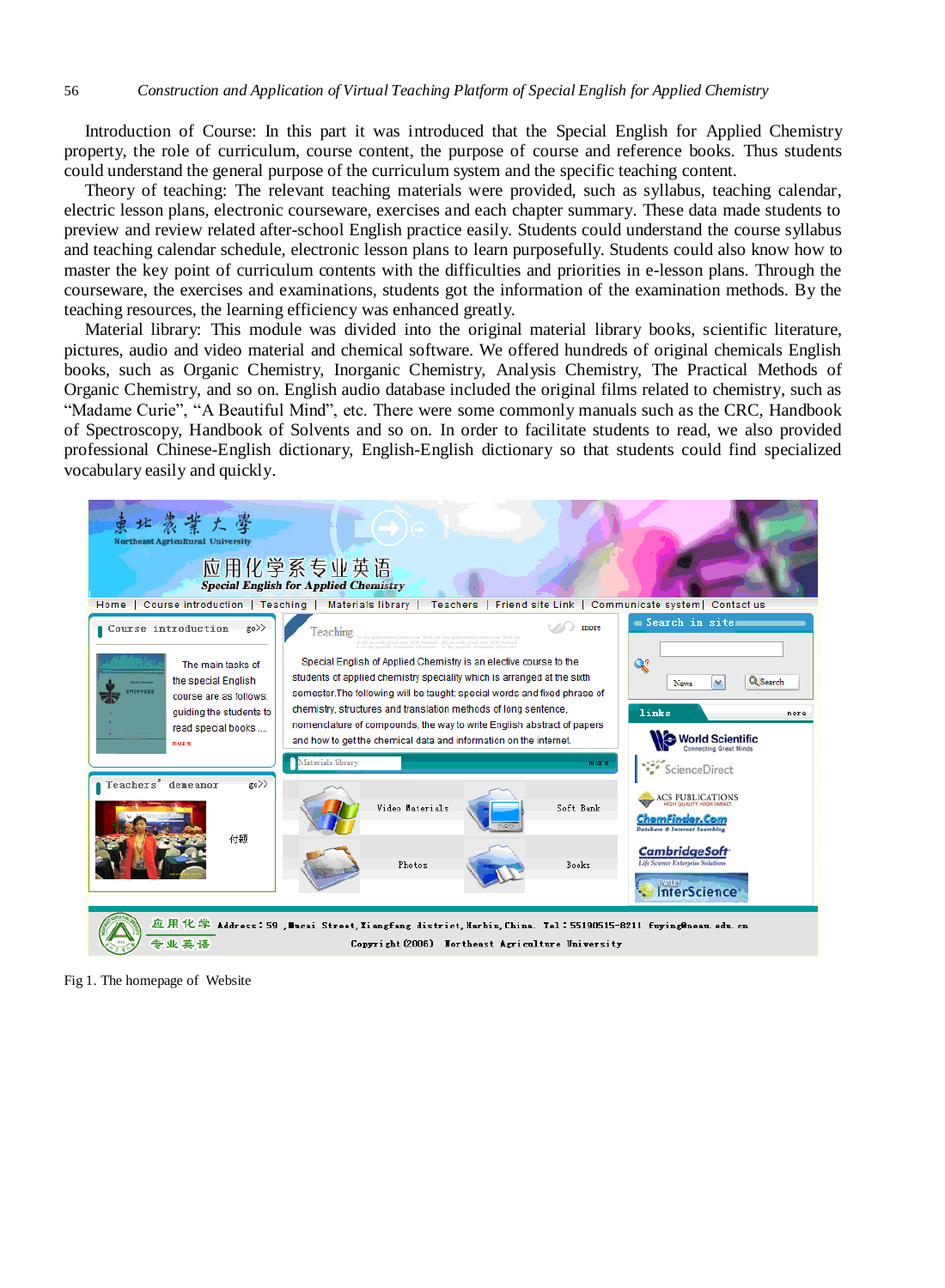Introduction of Course: In this part it was introduced that the Special English for Applied Chemistry property, the role of curriculum, course content, the purpose of course and reference books. Thus students could understand the general purpose of the curriculum system and the specific teaching content.

Theory of teaching: The relevant teaching materials were provided, such as syllabus, teaching calendar, electric lesson plans, electronic courseware, exercises and each chapter summary. These data made students to preview and review related after-school English practice easily. Students could understand the course syllabus and teaching calendar schedule, electronic lesson plans to learn purposefully. Students could also know how to master the key point of curriculum contents with the difficulties and priorities in e-lesson plans. Through the courseware, the exercises and examinations, students got the information of the examination methods. By the teaching resources, the learning efficiency was enhanced greatly.

Material library: This module was divided into the original material library books, scientific literature, pictures, audio and video material and chemical software. We offered hundreds of original chemicals English books, such as Organic Chemistry, Inorganic Chemistry, Analysis Chemistry, The Practical Methods of Organic Chemistry, and so on. English audio database included the original films related to chemistry, such as "Madame Curie", "A Beautiful Mind", etc. There were some commonly manuals such as the CRC, Handbook of Spectroscopy, Handbook of Solvents and so on. In order to facilitate students to read, we also provided professional Chinese-English dictionary, English-English dictionary so that students could find specialized vocabulary easily and quickly.

Fig 1. The homepage of Website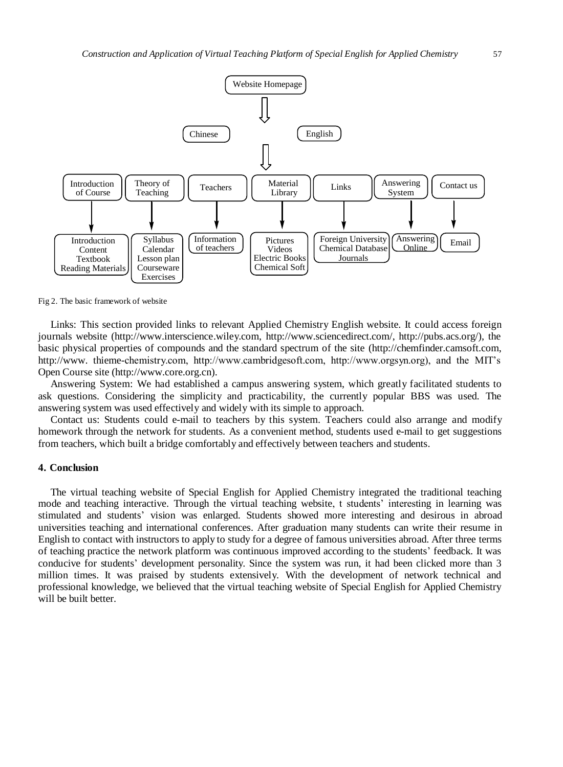Website Homepage

Chinese

English

Introduction of Course

Theory of Teaching

Teachers

Material Library

Links

Answering System

Contact us

Introduction
Content
Textbook
Reading Materials

Syllabus
Calendar
Lesson plan
Courseware
Exercises

Information of teachers

Pictures
Videos
Electric Books
Chemical Soft

Foreign University
Chemical Database
Journals

Answering Online

Email

Fig 2. The basic framework of website

Links: This section provided links to relevant Applied Chemistry English website. It could access foreign journals website (http://www.interscience.wiley.com, http://www.sciencedirect.com/, http://pubs.acs.org/), the basic physical properties of compounds and the standard spectrum of the site (http://chemfinder.camsoft.com, http://www. thieme-chemistry.com, http://www.cambridgesoft.com, http://www.orgsyn.org), and the MIT's Open Course site (http://www.core.org.cn).

Answering System: We had established a campus answering system, which greatly facilitated students to ask questions. Considering the simplicity and practicability, the currently popular BBS was used. The answering system was used effectively and widely with its simple to approach.

Contact us: Students could e-mail to teachers by this system. Teachers could also arrange and modify homework through the network for students. As a convenient method, students used e-mail to get suggestions from teachers, which built a bridge comfortably and effectively between teachers and students.

## 4. Conclusion

The virtual teaching website of Special English for Applied Chemistry integrated the traditional teaching mode and teaching interactive. Through the virtual teaching website, t students' interesting in learning was stimulated and students' vision was enlarged. Students showed more interesting and desirous in abroad universities teaching and international conferences. After graduation many students can write their resume in English to contact with instructors to apply to study for a degree of famous universities abroad. After three terms of teaching practice the network platform was continuous improved according to the students' feedback. It was conducive for students' development personality. Since the system was run, it had been clicked more than 3 million times. It was praised by students extensively. With the development of network technical and professional knowledge, we believed that the virtual teaching website of Special English for Applied Chemistry will be built better.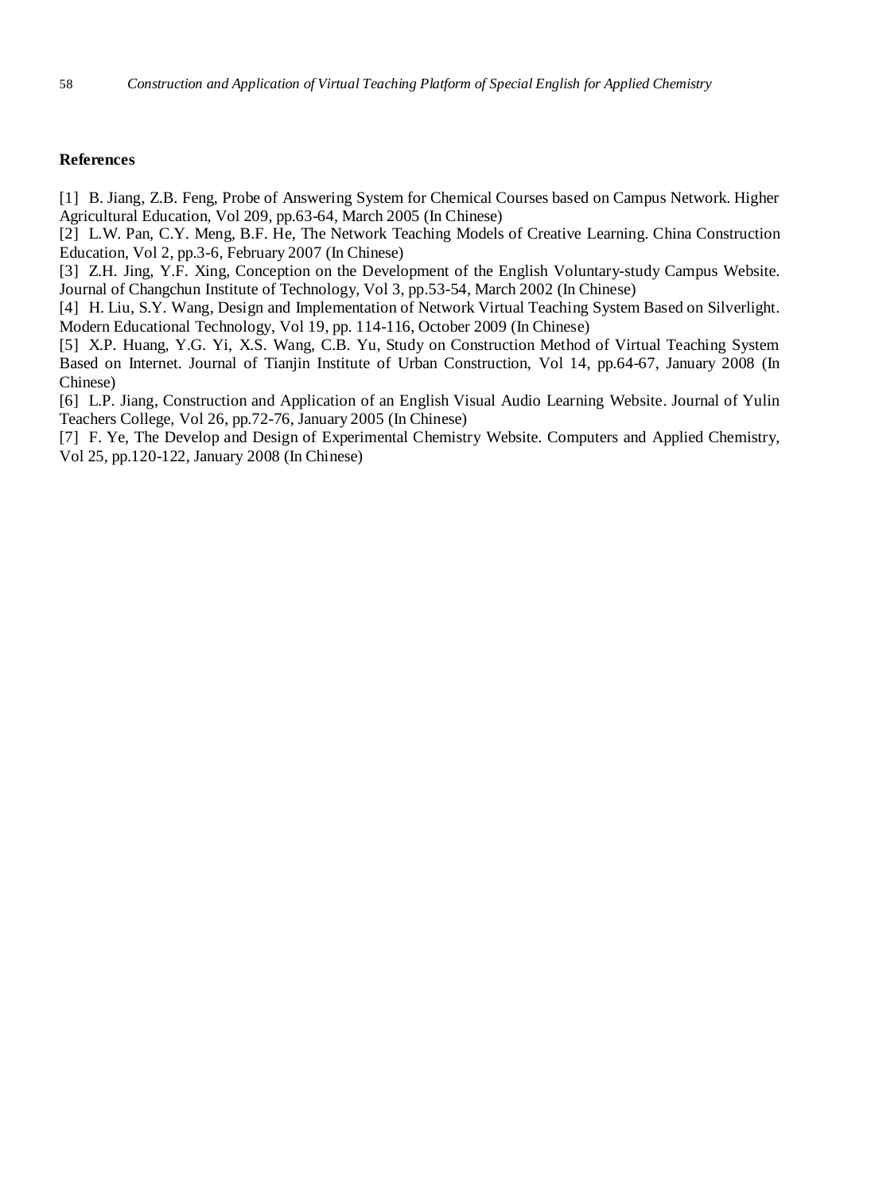**References**

[1] B. Jiang, Z.B. Feng, Probe of Answering System for Chemical Courses based on Campus Network. Higher Agricultural Education, Vol 209, pp.63-64, March 2005 (In Chinese)

[2] L.W. Pan, C.Y. Meng, B.F. He, The Network Teaching Models of Creative Learning. China Construction Education, Vol 2, pp.3-6, February 2007 (In Chinese)

[3] Z.H. Jing, Y.F. Xing, Conception on the Development of the English Voluntary-study Campus Website. Journal of Changchun Institute of Technology, Vol 3, pp.53-54, March 2002 (In Chinese)

[4] H. Liu, S.Y. Wang, Design and Implementation of Network Virtual Teaching System Based on Silverlight. Modern Educational Technology, Vol 19, pp. 114-116, October 2009 (In Chinese)

[5] X.P. Huang, Y.G. Yi, X.S. Wang, C.B. Yu, Study on Construction Method of Virtual Teaching System Based on Internet. Journal of Tianjin Institute of Urban Construction, Vol 14, pp.64-67, January 2008 (In Chinese)

[6] L.P. Jiang, Construction and Application of an English Visual Audio Learning Website. Journal of Yulin Teachers College, Vol 26, pp.72-76, January 2005 (In Chinese)

[7] F. Ye, The Develop and Design of Experimental Chemistry Website. Computers and Applied Chemistry, Vol 25, pp.120-122, January 2008 (In Chinese)